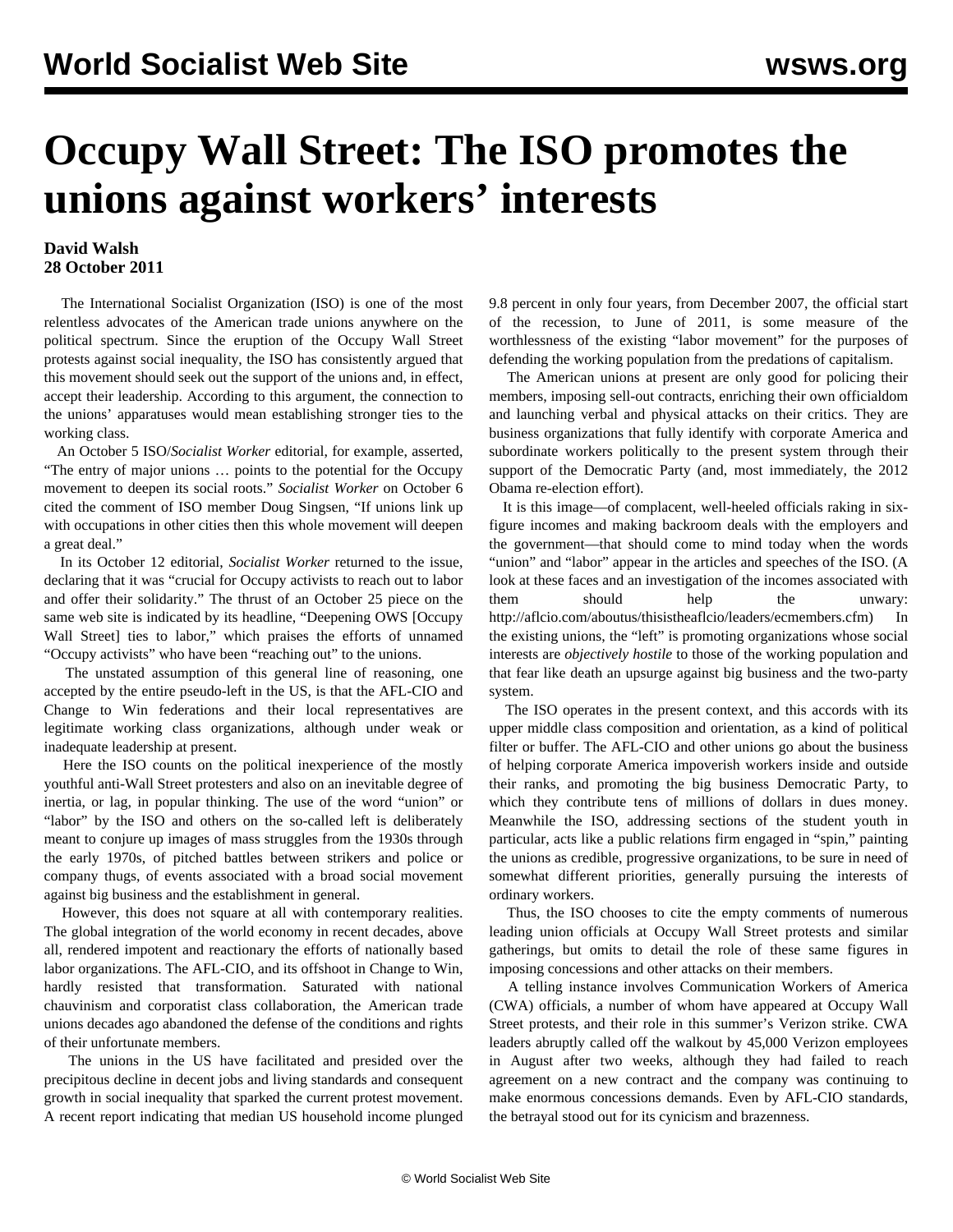#  Occupy Wall Street: The ISO promotes the unions against workers' interests

**David Walsh**
**28 October 2011**

The International Socialist Organization (ISO) is one of the most relentless advocates of the American trade unions anywhere on the political spectrum. Since the eruption of the Occupy Wall Street protests against social inequality, the ISO has consistently argued that this movement should seek out the support of the unions and, in effect, accept their leadership. According to this argument, the connection to the unions' apparatuses would mean establishing stronger ties to the working class.

An October 5 ISO/*Socialist Worker* editorial, for example, asserted, "The entry of major unions … points to the potential for the Occupy movement to deepen its social roots." *Socialist Worker* on October 6 cited the comment of ISO member Doug Singsen, "If unions link up with occupations in other cities then this whole movement will deepen a great deal."

In its October 12 editorial, *Socialist Worker* returned to the issue, declaring that it was "crucial for Occupy activists to reach out to labor and offer their solidarity." The thrust of an October 25 piece on the same web site is indicated by its headline, "Deepening OWS [Occupy Wall Street] ties to labor," which praises the efforts of unnamed "Occupy activists" who have been "reaching out" to the unions.

The unstated assumption of this general line of reasoning, one accepted by the entire pseudo-left in the US, is that the AFL-CIO and Change to Win federations and their local representatives are legitimate working class organizations, although under weak or inadequate leadership at present.

Here the ISO counts on the political inexperience of the mostly youthful anti-Wall Street protesters and also on an inevitable degree of inertia, or lag, in popular thinking. The use of the word "union" or "labor" by the ISO and others on the so-called left is deliberately meant to conjure up images of mass struggles from the 1930s through the early 1970s, of pitched battles between strikers and police or company thugs, of events associated with a broad social movement against big business and the establishment in general.

However, this does not square at all with contemporary realities. The global integration of the world economy in recent decades, above all, rendered impotent and reactionary the efforts of nationally based labor organizations. The AFL-CIO, and its offshoot in Change to Win, hardly resisted that transformation. Saturated with national chauvinism and corporatist class collaboration, the American trade unions decades ago abandoned the defense of the conditions and rights of their unfortunate members.

The unions in the US have facilitated and presided over the precipitous decline in decent jobs and living standards and consequent growth in social inequality that sparked the current protest movement. A recent report indicating that median US household income plunged 9.8 percent in only four years, from December 2007, the official start of the recession, to June of 2011, is some measure of the worthlessness of the existing "labor movement" for the purposes of defending the working population from the predations of capitalism.

The American unions at present are only good for policing their members, imposing sell-out contracts, enriching their own officialdom and launching verbal and physical attacks on their critics. They are business organizations that fully identify with corporate America and subordinate workers politically to the present system through their support of the Democratic Party (and, most immediately, the 2012 Obama re-election effort).

It is this image—of complacent, well-heeled officials raking in six-figure incomes and making backroom deals with the employers and the government—that should come to mind today when the words "union" and "labor" appear in the articles and speeches of the ISO. (A look at these faces and an investigation of the incomes associated with them should help the unwary: http://aflcio.com/aboutus/thisistheaflcio/leaders/ecmembers.cfm) In the existing unions, the "left" is promoting organizations whose social interests are *objectively hostile* to those of the working population and that fear like death an upsurge against big business and the two-party system.

The ISO operates in the present context, and this accords with its upper middle class composition and orientation, as a kind of political filter or buffer. The AFL-CIO and other unions go about the business of helping corporate America impoverish workers inside and outside their ranks, and promoting the big business Democratic Party, to which they contribute tens of millions of dollars in dues money. Meanwhile the ISO, addressing sections of the student youth in particular, acts like a public relations firm engaged in "spin," painting the unions as credible, progressive organizations, to be sure in need of somewhat different priorities, generally pursuing the interests of ordinary workers.

Thus, the ISO chooses to cite the empty comments of numerous leading union officials at Occupy Wall Street protests and similar gatherings, but omits to detail the role of these same figures in imposing concessions and other attacks on their members.

A telling instance involves Communication Workers of America (CWA) officials, a number of whom have appeared at Occupy Wall Street protests, and their role in this summer's Verizon strike. CWA leaders abruptly called off the walkout by 45,000 Verizon employees in August after two weeks, although they had failed to reach agreement on a new contract and the company was continuing to make enormous concessions demands. Even by AFL-CIO standards, the betrayal stood out for its cynicism and brazenness.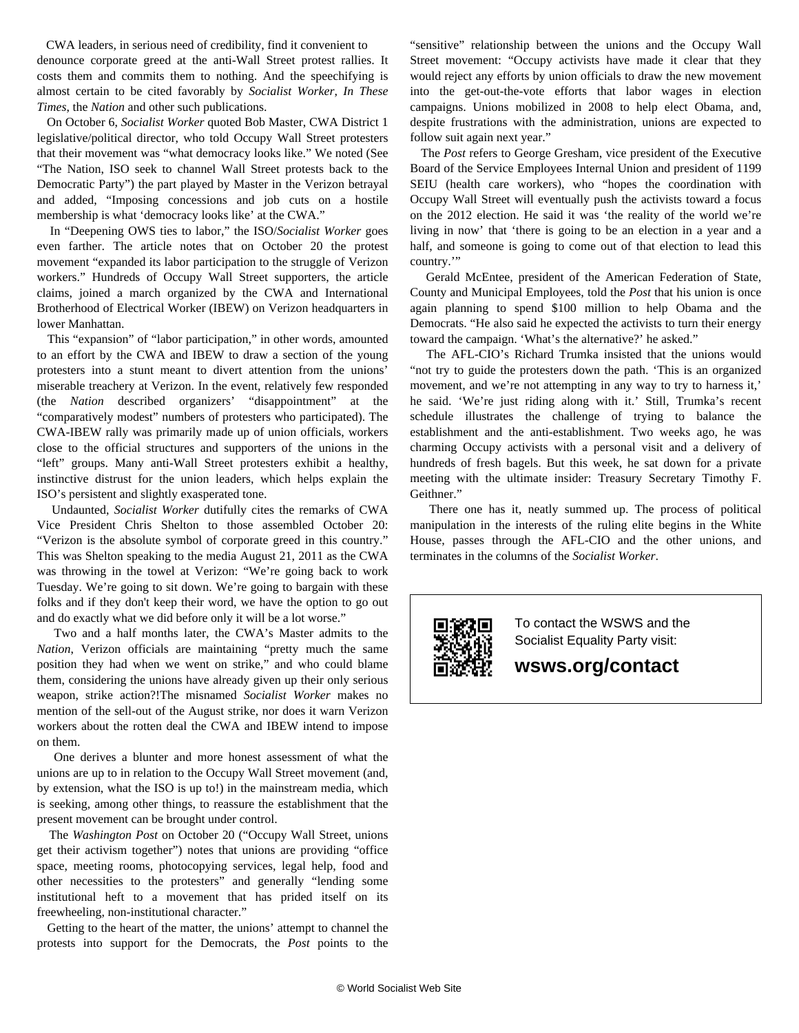CWA leaders, in serious need of credibility, find it convenient to denounce corporate greed at the anti-Wall Street protest rallies. It costs them and commits them to nothing. And the speechifying is almost certain to be cited favorably by *Socialist Worker*, *In These Times*, the *Nation* and other such publications.

On October 6, *Socialist Worker* quoted Bob Master, CWA District 1 legislative/political director, who told Occupy Wall Street protesters that their movement was "what democracy looks like." We noted (See "The Nation, ISO seek to channel Wall Street protests back to the Democratic Party") the part played by Master in the Verizon betrayal and added, "Imposing concessions and job cuts on a hostile membership is what 'democracy looks like' at the CWA."

In "Deepening OWS ties to labor," the ISO/*Socialist Worker* goes even farther. The article notes that on October 20 the protest movement "expanded its labor participation to the struggle of Verizon workers." Hundreds of Occupy Wall Street supporters, the article claims, joined a march organized by the CWA and International Brotherhood of Electrical Worker (IBEW) on Verizon headquarters in lower Manhattan.

This "expansion" of "labor participation," in other words, amounted to an effort by the CWA and IBEW to draw a section of the young protesters into a stunt meant to divert attention from the unions' miserable treachery at Verizon. In the event, relatively few responded (the *Nation* described organizers' "disappointment" at the "comparatively modest" numbers of protesters who participated). The CWA-IBEW rally was primarily made up of union officials, workers close to the official structures and supporters of the unions in the "left" groups. Many anti-Wall Street protesters exhibit a healthy, instinctive distrust for the union leaders, which helps explain the ISO's persistent and slightly exasperated tone.

Undaunted, *Socialist Worker* dutifully cites the remarks of CWA Vice President Chris Shelton to those assembled October 20: "Verizon is the absolute symbol of corporate greed in this country." This was Shelton speaking to the media August 21, 2011 as the CWA was throwing in the towel at Verizon: "We're going back to work Tuesday. We're going to sit down. We're going to bargain with these folks and if they don't keep their word, we have the option to go out and do exactly what we did before only it will be a lot worse."

Two and a half months later, the CWA's Master admits to the *Nation*, Verizon officials are maintaining "pretty much the same position they had when we went on strike," and who could blame them, considering the unions have already given up their only serious weapon, strike action?!The misnamed *Socialist Worker* makes no mention of the sell-out of the August strike, nor does it warn Verizon workers about the rotten deal the CWA and IBEW intend to impose on them.

One derives a blunter and more honest assessment of what the unions are up to in relation to the Occupy Wall Street movement (and, by extension, what the ISO is up to!) in the mainstream media, which is seeking, among other things, to reassure the establishment that the present movement can be brought under control.

The *Washington Post* on October 20 ("Occupy Wall Street, unions get their activism together") notes that unions are providing "office space, meeting rooms, photocopying services, legal help, food and other necessities to the protesters" and generally "lending some institutional heft to a movement that has prided itself on its freewheeling, non-institutional character."

Getting to the heart of the matter, the unions' attempt to channel the protests into support for the Democrats, the *Post* points to the "sensitive" relationship between the unions and the Occupy Wall Street movement: "Occupy activists have made it clear that they would reject any efforts by union officials to draw the new movement into the get-out-the-vote efforts that labor wages in election campaigns. Unions mobilized in 2008 to help elect Obama, and, despite frustrations with the administration, unions are expected to follow suit again next year."

The *Post* refers to George Gresham, vice president of the Executive Board of the Service Employees Internal Union and president of 1199 SEIU (health care workers), who "hopes the coordination with Occupy Wall Street will eventually push the activists toward a focus on the 2012 election. He said it was 'the reality of the world we're living in now' that 'there is going to be an election in a year and a half, and someone is going to come out of that election to lead this country.'"

Gerald McEntee, president of the American Federation of State, County and Municipal Employees, told the *Post* that his union is once again planning to spend \$100 million to help Obama and the Democrats. "He also said he expected the activists to turn their energy toward the campaign. 'What's the alternative?' he asked."

The AFL-CIO's Richard Trumka insisted that the unions would "not try to guide the protesters down the path. 'This is an organized movement, and we're not attempting in any way to try to harness it,' he said. 'We're just riding along with it.' Still, Trumka's recent schedule illustrates the challenge of trying to balance the establishment and the anti-establishment. Two weeks ago, he was charming Occupy activists with a personal visit and a delivery of hundreds of fresh bagels. But this week, he sat down for a private meeting with the ultimate insider: Treasury Secretary Timothy F. Geithner."

There one has it, neatly summed up. The process of political manipulation in the interests of the ruling elite begins in the White House, passes through the AFL-CIO and the other unions, and terminates in the columns of the *Socialist Worker*.

To contact the WSWS and the Socialist Equality Party visit:

**wsws.org/contact**